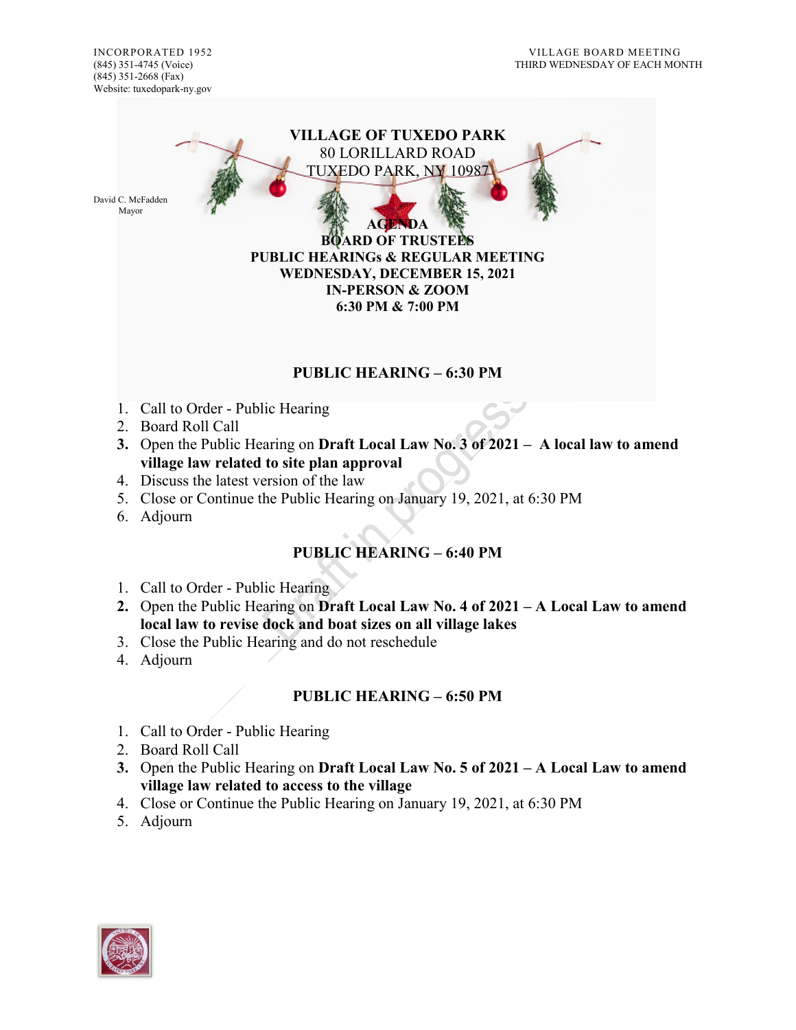INCORPORATED 1952
(845) 351-4745 (Voice)
(845) 351-2668 (Fax)
Website: tuxedopark-ny.gov

VILLAGE BOARD MEETING
THIRD WEDNESDAY OF EACH MONTH

David C. McFadden
Mayor

# VILLAGE OF TUXEDO PARK

80 LORILLARD ROAD
TUXEDO PARK, NY 10987

## AGENDA
## BOARD OF TRUSTEES
## PUBLIC HEARINGs & REGULAR MEETING
## WEDNESDAY, DECEMBER 15, 2021
## IN-PERSON & ZOOM
## 6:30 PM & 7:00 PM

## PUBLIC HEARING – 6:30 PM

1. Call to Order - Public Hearing
2. Board Roll Call
3. Open the Public Hearing on **Draft Local Law No. 3 of 2021 – A local law to amend village law related to site plan approval**
4. Discuss the latest version of the law
5. Close or Continue the Public Hearing on January 19, 2021, at 6:30 PM
6. Adjourn

## PUBLIC HEARING – 6:40 PM

1. Call to Order - Public Hearing
2. Open the Public Hearing on **Draft Local Law No. 4 of 2021 – A Local Law to amend local law to revise dock and boat sizes on all village lakes**
3. Close the Public Hearing and do not reschedule
4. Adjourn

## PUBLIC HEARING – 6:50 PM

1. Call to Order - Public Hearing
2. Board Roll Call
3. Open the Public Hearing on **Draft Local Law No. 5 of 2021 – A Local Law to amend village law related to access to the village**
4. Close or Continue the Public Hearing on January 19, 2021, at 6:30 PM
5. Adjourn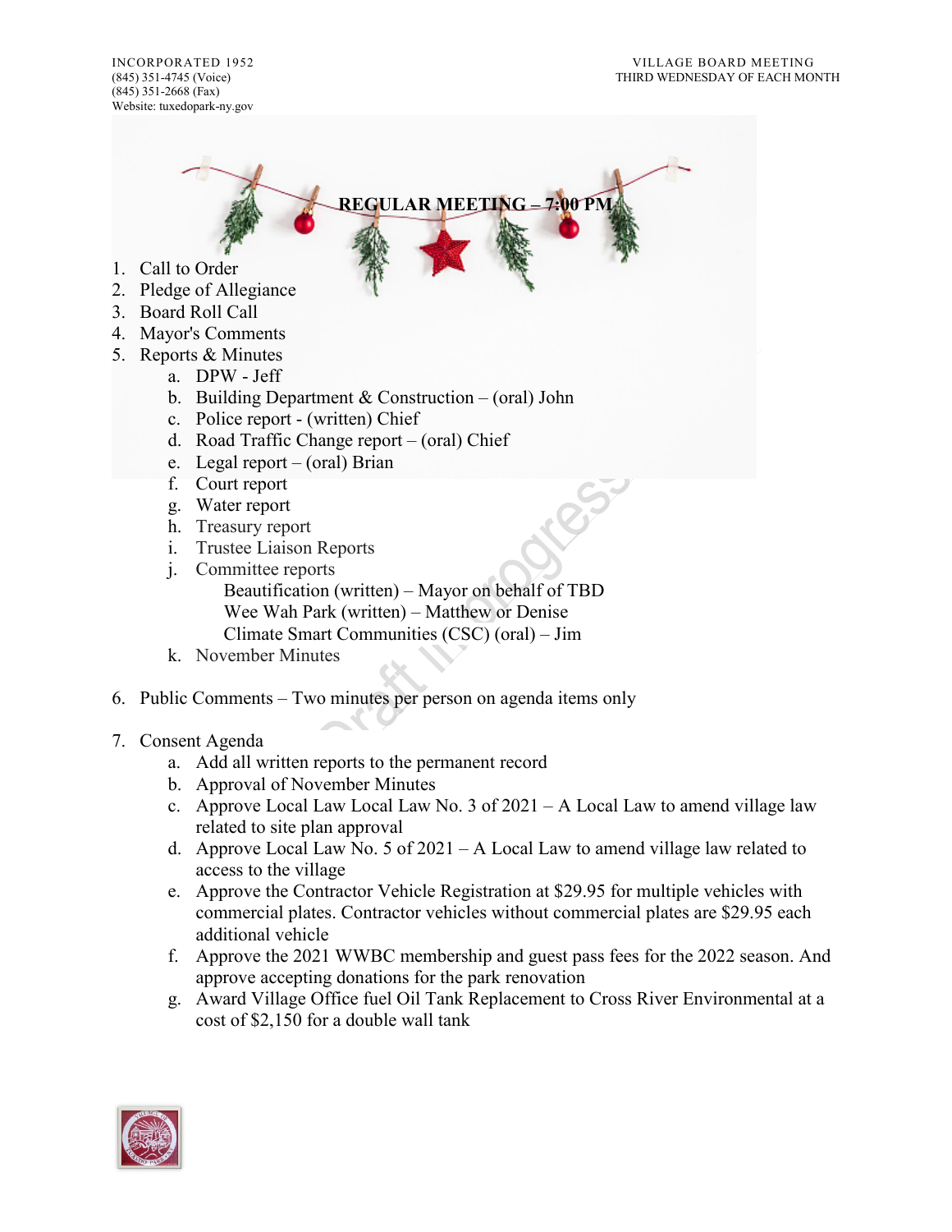INCORPORATED 1952
(845) 351-4745 (Voice)
(845) 351-2668 (Fax)
Website: tuxedopark-ny.gov

VILLAGE BOARD MEETING
THIRD WEDNESDAY OF EACH MONTH

**REGULAR MEETING – 7:00 PM**

1. Call to Order
2. Pledge of Allegiance
3. Board Roll Call
4. Mayor's Comments
5. Reports & Minutes
   a. DPW - Jeff
   b. Building Department & Construction – (oral) John
   c. Police report - (written) Chief
   d. Road Traffic Change report – (oral) Chief
   e. Legal report – (oral) Brian
   f. Court report
   g. Water report
   h. Treasury report
   i. Trustee Liaison Reports
   j. Committee reports
      Beautification (written) – Mayor on behalf of TBD
      Wee Wah Park (written) – Matthew or Denise
      Climate Smart Communities (CSC) (oral) – Jim
   k. November Minutes

6. Public Comments – Two minutes per person on agenda items only

7. Consent Agenda
   a. Add all written reports to the permanent record
   b. Approval of November Minutes
   c. Approve Local Law Local Law No. 3 of 2021 – A Local Law to amend village law related to site plan approval
   d. Approve Local Law No. 5 of 2021 – A Local Law to amend village law related to access to the village
   e. Approve the Contractor Vehicle Registration at $29.95 for multiple vehicles with commercial plates. Contractor vehicles without commercial plates are $29.95 each additional vehicle
   f. Approve the 2021 WWBC membership and guest pass fees for the 2022 season. And approve accepting donations for the park renovation
   g. Award Village Office fuel Oil Tank Replacement to Cross River Environmental at a cost of $2,150 for a double wall tank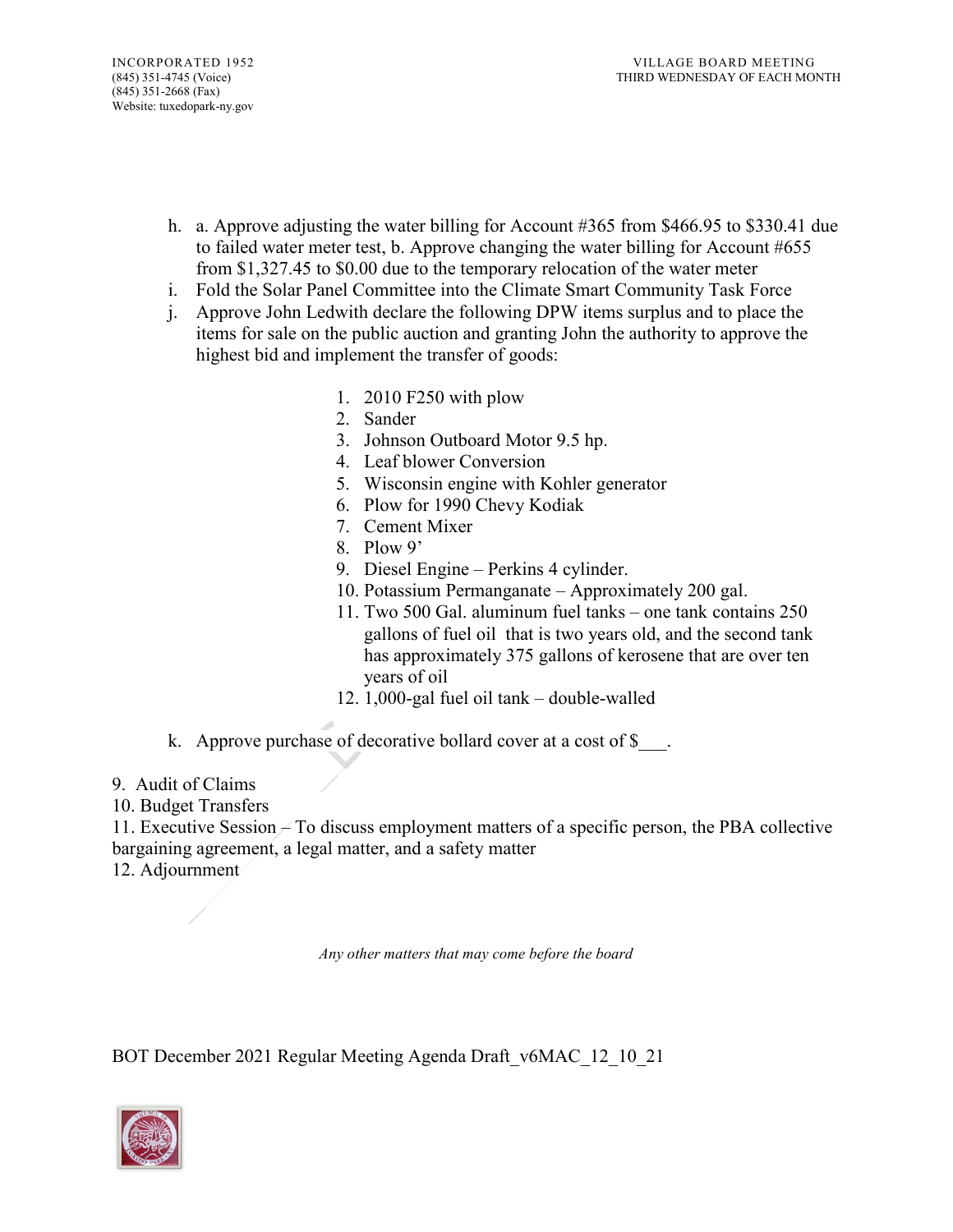h. a. Approve adjusting the water billing for Account #365 from $466.95 to $330.41 due to failed water meter test, b. Approve changing the water billing for Account #655 from $1,327.45 to $0.00 due to the temporary relocation of the water meter

i. Fold the Solar Panel Committee into the Climate Smart Community Task Force

j. Approve John Ledwith declare the following DPW items surplus and to place the items for sale on the public auction and granting John the authority to approve the highest bid and implement the transfer of goods:

   1. 2010 F250 with plow
   2. Sander
   3. Johnson Outboard Motor 9.5 hp.
   4. Leaf blower Conversion
   5. Wisconsin engine with Kohler generator
   6. Plow for 1990 Chevy Kodiak
   7. Cement Mixer
   8. Plow 9’
   9. Diesel Engine – Perkins 4 cylinder.
   10. Potassium Permanganate – Approximately 200 gal.
   11. Two 500 Gal. aluminum fuel tanks – one tank contains 250 gallons of fuel oil that is two years old, and the second tank has approximately 375 gallons of kerosene that are over ten years of oil
   12. 1,000-gal fuel oil tank – double-walled

k. Approve purchase of decorative bollard cover at a cost of $___.

9. Audit of Claims
10. Budget Transfers
11. Executive Session – To discuss employment matters of a specific person, the PBA collective bargaining agreement, a legal matter, and a safety matter
12. Adjournment

*Any other matters that may come before the board*

BOT December 2021 Regular Meeting Agenda Draft_v6MAC_12_10_21